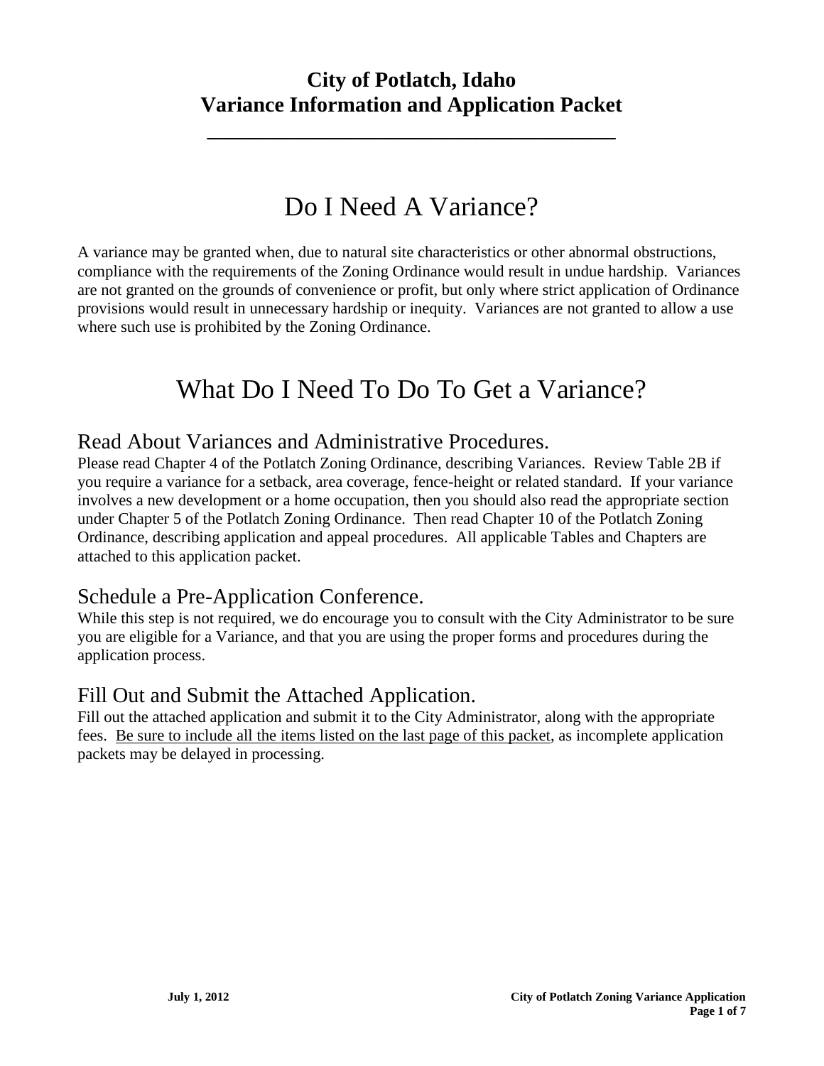# City of Potlatch, Idaho
# Variance Information and Application Packet

## Do I Need A Variance?

A variance may be granted when, due to natural site characteristics or other abnormal obstructions, compliance with the requirements of the Zoning Ordinance would result in undue hardship. Variances are not granted on the grounds of convenience or profit, but only where strict application of Ordinance provisions would result in unnecessary hardship or inequity. Variances are not granted to allow a use where such use is prohibited by the Zoning Ordinance.

## What Do I Need To Do To Get a Variance?

### Read About Variances and Administrative Procedures.

Please read Chapter 4 of the Potlatch Zoning Ordinance, describing Variances. Review Table 2B if you require a variance for a setback, area coverage, fence-height or related standard. If your variance involves a new development or a home occupation, then you should also read the appropriate section under Chapter 5 of the Potlatch Zoning Ordinance. Then read Chapter 10 of the Potlatch Zoning Ordinance, describing application and appeal procedures. All applicable Tables and Chapters are attached to this application packet.

### Schedule a Pre-Application Conference.

While this step is not required, we do encourage you to consult with the City Administrator to be sure you are eligible for a Variance, and that you are using the proper forms and procedures during the application process.

### Fill Out and Submit the Attached Application.

Fill out the attached application and submit it to the City Administrator, along with the appropriate fees. <u>Be sure to include all the items listed on the last page of this packet</u>, as incomplete application packets may be delayed in processing.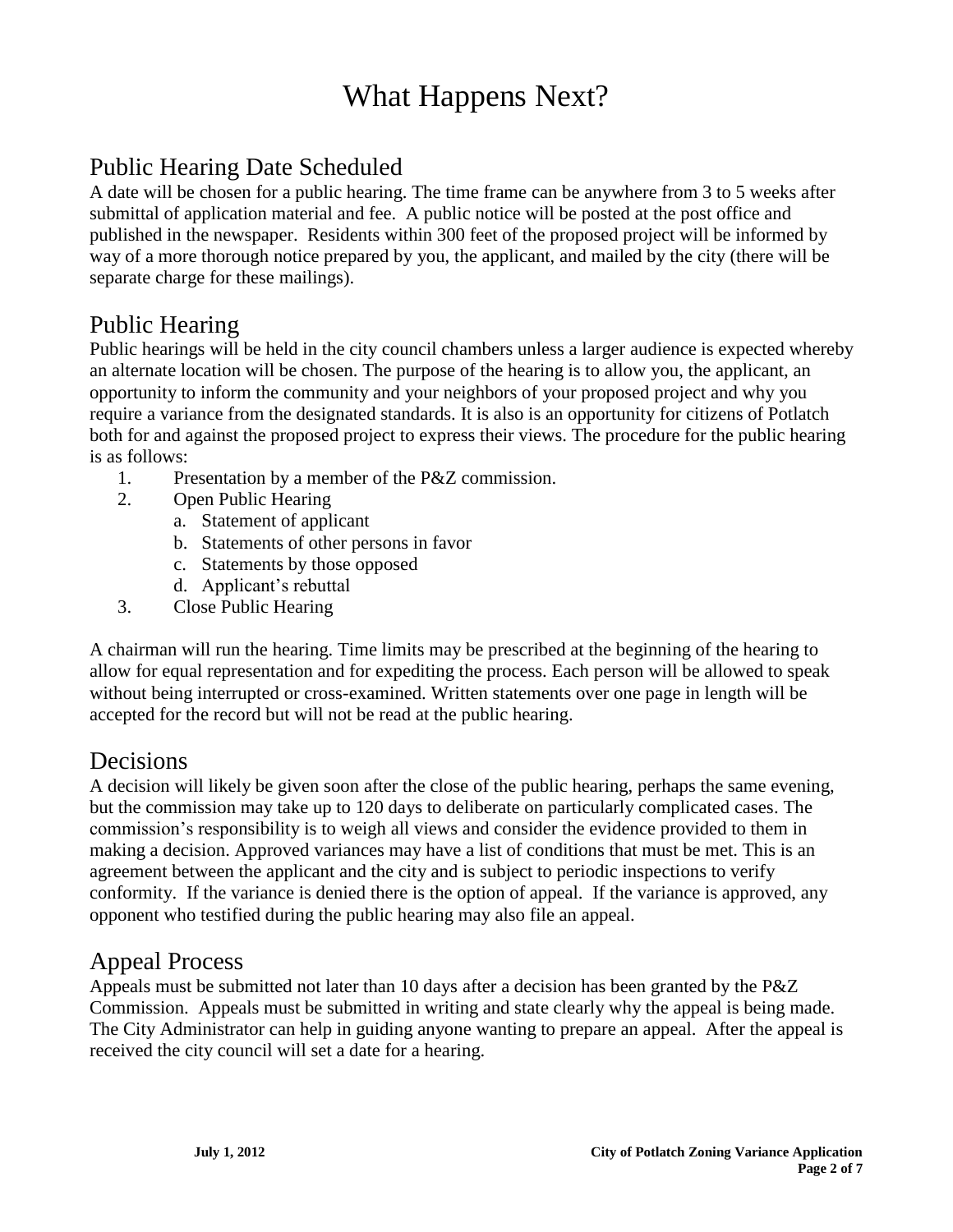# What Happens Next?

## Public Hearing Date Scheduled

A date will be chosen for a public hearing. The time frame can be anywhere from 3 to 5 weeks after submittal of application material and fee. A public notice will be posted at the post office and published in the newspaper. Residents within 300 feet of the proposed project will be informed by way of a more thorough notice prepared by you, the applicant, and mailed by the city (there will be separate charge for these mailings).

## Public Hearing

Public hearings will be held in the city council chambers unless a larger audience is expected whereby an alternate location will be chosen. The purpose of the hearing is to allow you, the applicant, an opportunity to inform the community and your neighbors of your proposed project and why you require a variance from the designated standards. It is also is an opportunity for citizens of Potlatch both for and against the proposed project to express their views. The procedure for the public hearing is as follows:

1. Presentation by a member of the P&Z commission.
2. Open Public Hearing
   a. Statement of applicant
   b. Statements of other persons in favor
   c. Statements by those opposed
   d. Applicant's rebuttal
3. Close Public Hearing

A chairman will run the hearing. Time limits may be prescribed at the beginning of the hearing to allow for equal representation and for expediting the process. Each person will be allowed to speak without being interrupted or cross-examined. Written statements over one page in length will be accepted for the record but will not be read at the public hearing.

## Decisions

A decision will likely be given soon after the close of the public hearing, perhaps the same evening, but the commission may take up to 120 days to deliberate on particularly complicated cases. The commission's responsibility is to weigh all views and consider the evidence provided to them in making a decision. Approved variances may have a list of conditions that must be met. This is an agreement between the applicant and the city and is subject to periodic inspections to verify conformity. If the variance is denied there is the option of appeal. If the variance is approved, any opponent who testified during the public hearing may also file an appeal.

## Appeal Process

Appeals must be submitted not later than 10 days after a decision has been granted by the P&Z Commission. Appeals must be submitted in writing and state clearly why the appeal is being made. The City Administrator can help in guiding anyone wanting to prepare an appeal. After the appeal is received the city council will set a date for a hearing.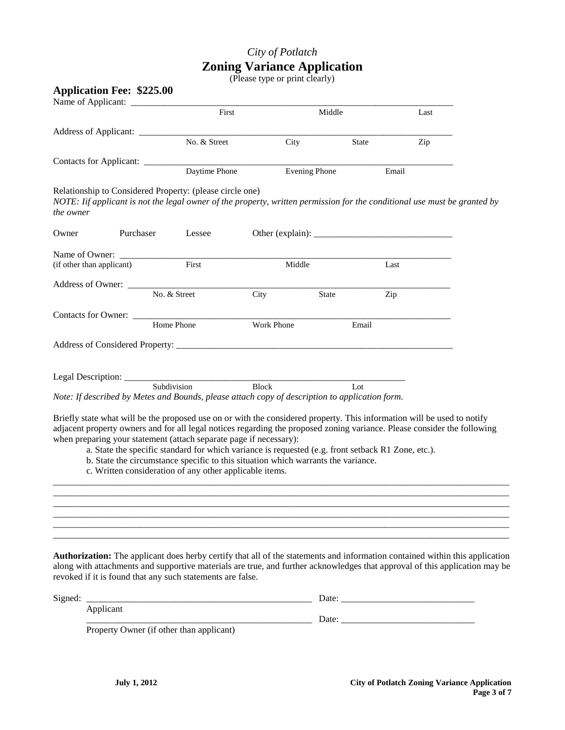*City of Potlatch*

# Zoning Variance Application

(Please type or print clearly)

**Application Fee: $225.00**

Name of Applicant: ______________________________________________________________

First | Middle | Last

Address of Applicant: ____________________________________________________________

No. & Street | City | State | Zip

Contacts for Applicant: ___________________________________________________________

Daytime Phone | Evening Phone | Email

Relationship to Considered Property: (please circle one)

*NOTE: Iif applicant is not the legal owner of the property, written permission for the conditional use must be granted by the owner*

Owner     Purchaser     Lessee     Other (explain): ______________________________

Name of Owner: _________________________________________________________________

(if other than applicant)     First | Middle | Last

Address of Owner: _______________________________________________________________

No. & Street | City | State | Zip

Contacts for Owner: ______________________________________________________________

Home Phone | Work Phone | Email

Address of Considered Property: ____________________________________________________

Legal Description: _______________________________________________________________

Subdivision | Block | Lot

*Note: If described by Metes and Bounds, please attach copy of description to application form.*

Briefly state what will be the proposed use on or with the considered property. This information will be used to notify adjacent property owners and for all legal notices regarding the proposed zoning variance. Please consider the following when preparing your statement (attach separate page if necessary):

a. State the specific standard for which variance is requested (e.g. front setback R1 Zone, etc.).
b. State the circumstance specific to this situation which warrants the variance.
c. Written consideration of any other applicable items.

______________________________________________________________________________________
______________________________________________________________________________________
______________________________________________________________________________________
______________________________________________________________________________________
______________________________________________________________________________________
______________________________________________________________________________________

**Authorization:** The applicant does herby certify that all of the statements and information contained within this application along with attachments and supportive materials are true, and further acknowledges that approval of this application may be revoked if it is found that any such statements are false.

Signed: _____________________________________________ Date: ___________________________

Applicant

_____________________________________________ Date: ___________________________

Property Owner (if other than applicant)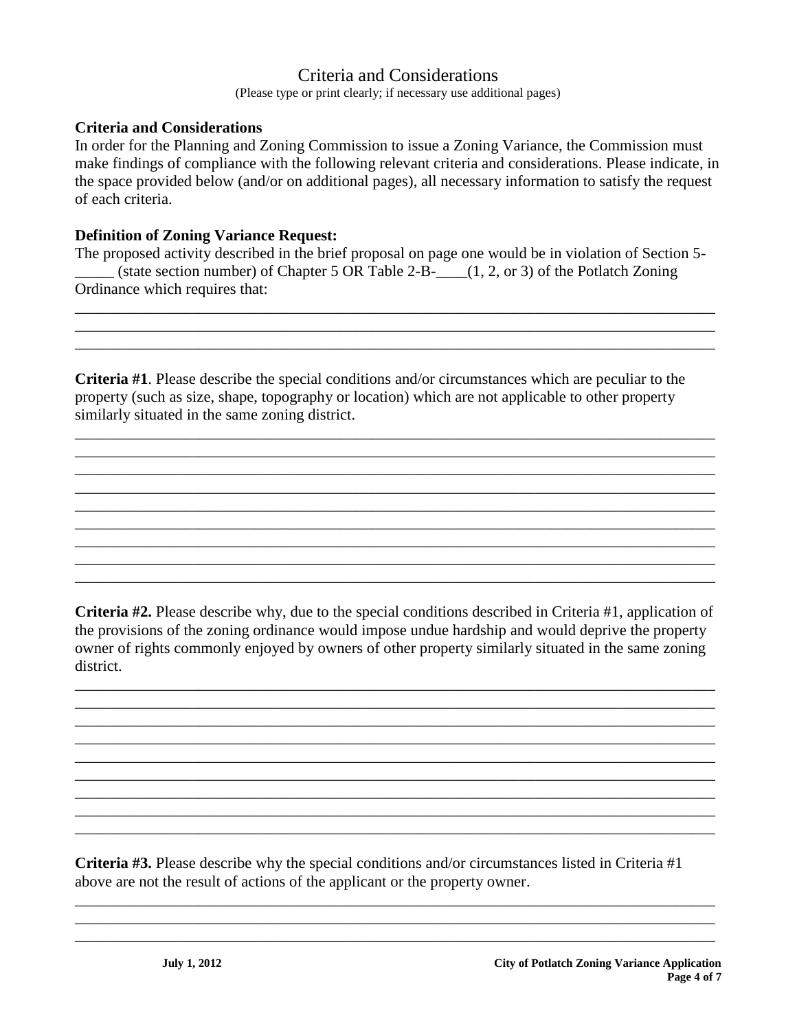# Criteria and Considerations

(Please type or print clearly; if necessary use additional pages)

**Criteria and Considerations**

In order for the Planning and Zoning Commission to issue a Zoning Variance, the Commission must make findings of compliance with the following relevant criteria and considerations. Please indicate, in the space provided below (and/or on additional pages), all necessary information to satisfy the request of each criteria.

**Definition of Zoning Variance Request:**

The proposed activity described in the brief proposal on page one would be in violation of Section 5-_____ (state section number) of Chapter 5 OR Table 2-B-____(1, 2, or 3) of the Potlatch Zoning Ordinance which requires that:

______________________________________________________________________________
______________________________________________________________________________
______________________________________________________________________________

**Criteria #1**. Please describe the special conditions and/or circumstances which are peculiar to the property (such as size, shape, topography or location) which are not applicable to other property similarly situated in the same zoning district.

______________________________________________________________________________
______________________________________________________________________________
______________________________________________________________________________
______________________________________________________________________________
______________________________________________________________________________
______________________________________________________________________________
______________________________________________________________________________
______________________________________________________________________________
______________________________________________________________________________

**Criteria #2.** Please describe why, due to the special conditions described in Criteria #1, application of the provisions of the zoning ordinance would impose undue hardship and would deprive the property owner of rights commonly enjoyed by owners of other property similarly situated in the same zoning district.

______________________________________________________________________________
______________________________________________________________________________
______________________________________________________________________________
______________________________________________________________________________
______________________________________________________________________________
______________________________________________________________________________
______________________________________________________________________________
______________________________________________________________________________
______________________________________________________________________________

**Criteria #3.** Please describe why the special conditions and/or circumstances listed in Criteria #1 above are not the result of actions of the applicant or the property owner.

______________________________________________________________________________
______________________________________________________________________________
______________________________________________________________________________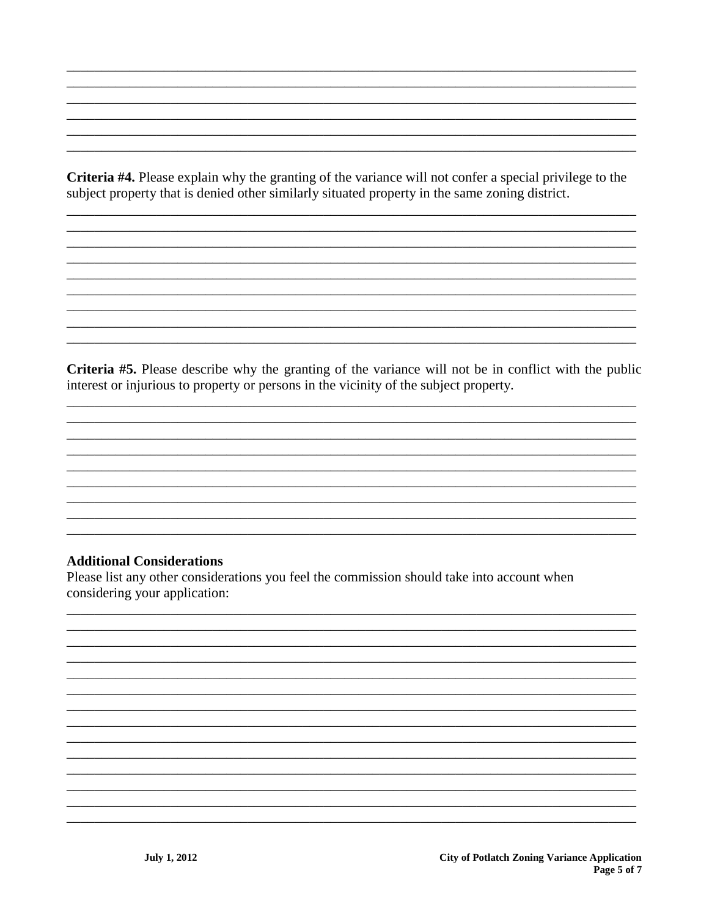**Criteria #4.** Please explain why the granting of the variance will not confer a special privilege to the subject property that is denied other similarly situated property in the same zoning district.

**Criteria #5.** Please describe why the granting of the variance will not be in conflict with the public interest or injurious to property or persons in the vicinity of the subject property.

### Additional Considerations

Please list any other considerations you feel the commission should take into account when considering your application: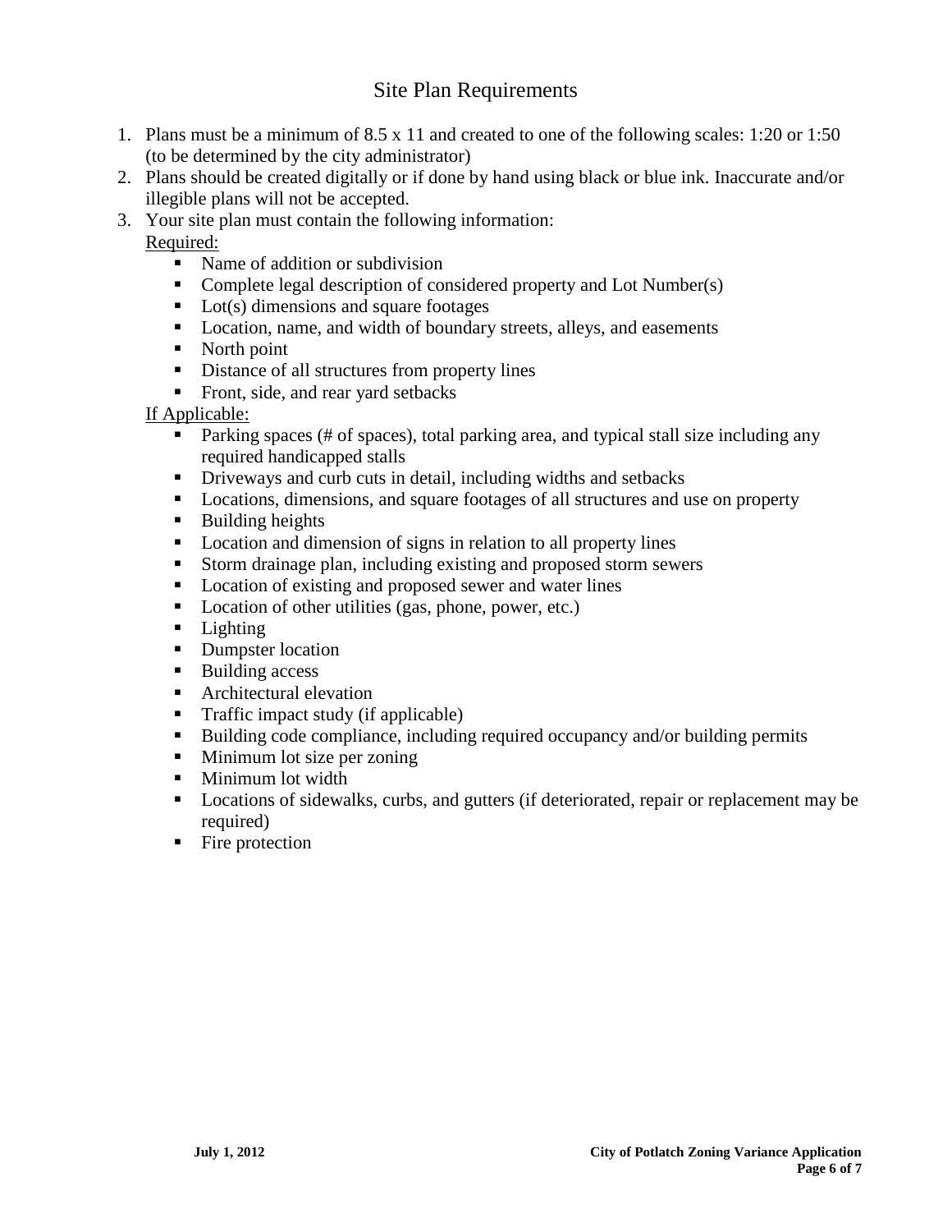# Site Plan Requirements

1. Plans must be a minimum of 8.5 x 11 and created to one of the following scales: 1:20 or 1:50 (to be determined by the city administrator)
2. Plans should be created digitally or if done by hand using black or blue ink. Inaccurate and/or illegible plans will not be accepted.
3. Your site plan must contain the following information:

   Required:

   - Name of addition or subdivision
   - Complete legal description of considered property and Lot Number(s)
   - Lot(s) dimensions and square footages
   - Location, name, and width of boundary streets, alleys, and easements
   - North point
   - Distance of all structures from property lines
   - Front, side, and rear yard setbacks

   If Applicable:

   - Parking spaces (# of spaces), total parking area, and typical stall size including any required handicapped stalls
   - Driveways and curb cuts in detail, including widths and setbacks
   - Locations, dimensions, and square footages of all structures and use on property
   - Building heights
   - Location and dimension of signs in relation to all property lines
   - Storm drainage plan, including existing and proposed storm sewers
   - Location of existing and proposed sewer and water lines
   - Location of other utilities (gas, phone, power, etc.)
   - Lighting
   - Dumpster location
   - Building access
   - Architectural elevation
   - Traffic impact study (if applicable)
   - Building code compliance, including required occupancy and/or building permits
   - Minimum lot size per zoning
   - Minimum lot width
   - Locations of sidewalks, curbs, and gutters (if deteriorated, repair or replacement may be required)
   - Fire protection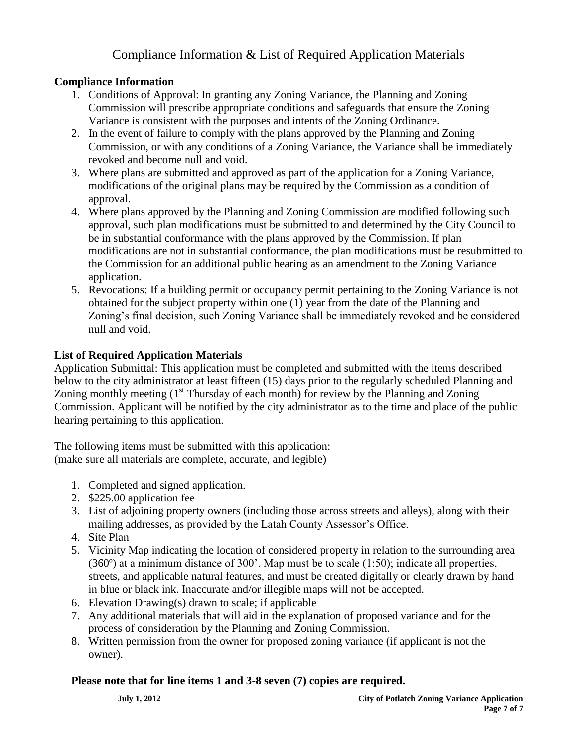# Compliance Information & List of Required Application Materials

**Compliance Information**

1. Conditions of Approval: In granting any Zoning Variance, the Planning and Zoning Commission will prescribe appropriate conditions and safeguards that ensure the Zoning Variance is consistent with the purposes and intents of the Zoning Ordinance.
2. In the event of failure to comply with the plans approved by the Planning and Zoning Commission, or with any conditions of a Zoning Variance, the Variance shall be immediately revoked and become null and void.
3. Where plans are submitted and approved as part of the application for a Zoning Variance, modifications of the original plans may be required by the Commission as a condition of approval.
4. Where plans approved by the Planning and Zoning Commission are modified following such approval, such plan modifications must be submitted to and determined by the City Council to be in substantial conformance with the plans approved by the Commission. If plan modifications are not in substantial conformance, the plan modifications must be resubmitted to the Commission for an additional public hearing as an amendment to the Zoning Variance application.
5. Revocations: If a building permit or occupancy permit pertaining to the Zoning Variance is not obtained for the subject property within one (1) year from the date of the Planning and Zoning's final decision, such Zoning Variance shall be immediately revoked and be considered null and void.

**List of Required Application Materials**

Application Submittal: This application must be completed and submitted with the items described below to the city administrator at least fifteen (15) days prior to the regularly scheduled Planning and Zoning monthly meeting (1st Thursday of each month) for review by the Planning and Zoning Commission. Applicant will be notified by the city administrator as to the time and place of the public hearing pertaining to this application.

The following items must be submitted with this application:
(make sure all materials are complete, accurate, and legible)

1. Completed and signed application.
2. $225.00 application fee
3. List of adjoining property owners (including those across streets and alleys), along with their mailing addresses, as provided by the Latah County Assessor's Office.
4. Site Plan
5. Vicinity Map indicating the location of considered property in relation to the surrounding area (360º) at a minimum distance of 300'. Map must be to scale (1:50); indicate all properties, streets, and applicable natural features, and must be created digitally or clearly drawn by hand in blue or black ink. Inaccurate and/or illegible maps will not be accepted.
6. Elevation Drawing(s) drawn to scale; if applicable
7. Any additional materials that will aid in the explanation of proposed variance and for the process of consideration by the Planning and Zoning Commission.
8. Written permission from the owner for proposed zoning variance (if applicant is not the owner).

**Please note that for line items 1 and 3-8 seven (7) copies are required.**